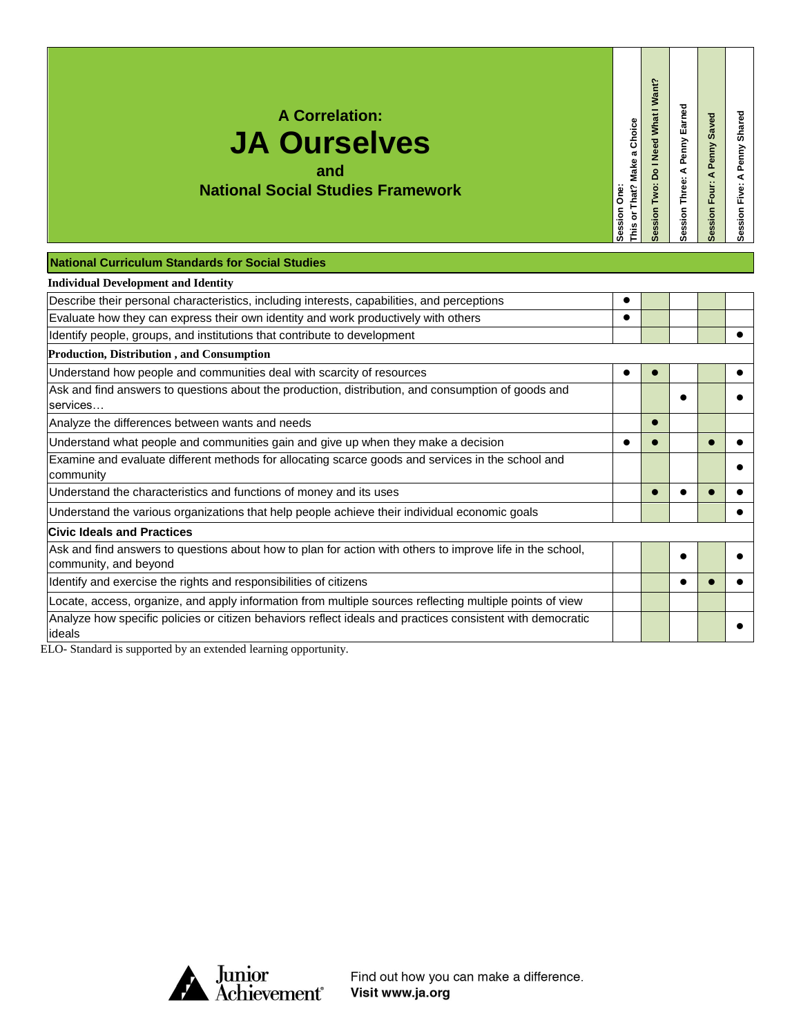# A Correlation:
# JA Ourselves
## and
## National Social Studies Framework

| National Curriculum Standards for Social Studies | Session One: This or That? Make a Choice | Session Two: Do I Need What I Want? | Session Three: A Penny Earned | Session Four: A Penny Saved | Session Five: A Penny Shared |
|---|---|---|---|---|---|
| **Individual Development and Identity** | | | | | |
| Describe their personal characteristics, including interests, capabilities, and perceptions | ● | | | | |
| Evaluate how they can express their own identity and work productively with others | ● | | | | |
| Identify people, groups, and institutions that contribute to development | | | | | ● |
| **Production, Distribution , and Consumption** | | | | | |
| Understand how people and communities deal with scarcity of resources | ● | ● | | | ● |
| Ask and find answers to questions about the production, distribution, and consumption of goods and services… | | | ● | | ● |
| Analyze the differences between wants and needs | | ● | | | |
| Understand what people and communities gain and give up when they make a decision | ● | ● | | ● | ● |
| Examine and evaluate different methods for allocating scarce goods and services in the school and community | | | | | ● |
| Understand the characteristics and functions of money and its uses | | ● | ● | ● | ● |
| Understand the various organizations that help people achieve their individual economic goals | | | | | ● |
| **Civic Ideals and Practices** | | | | | |
| Ask and find answers to questions about how to plan for action with others to improve life in the school, community, and beyond | | | ● | | ● |
| Identify and exercise the rights and responsibilities of citizens | | | ● | ● | ● |
| Locate, access, organize, and apply information from multiple sources reflecting multiple points of view | | | | | |
| Analyze how specific policies or citizen behaviors reflect ideals and practices consistent with democratic ideals | | | | | ● |

ELO- Standard is supported by an extended learning opportunity.

Junior Achievement

Find out how you can make a difference.
**Visit www.ja.org**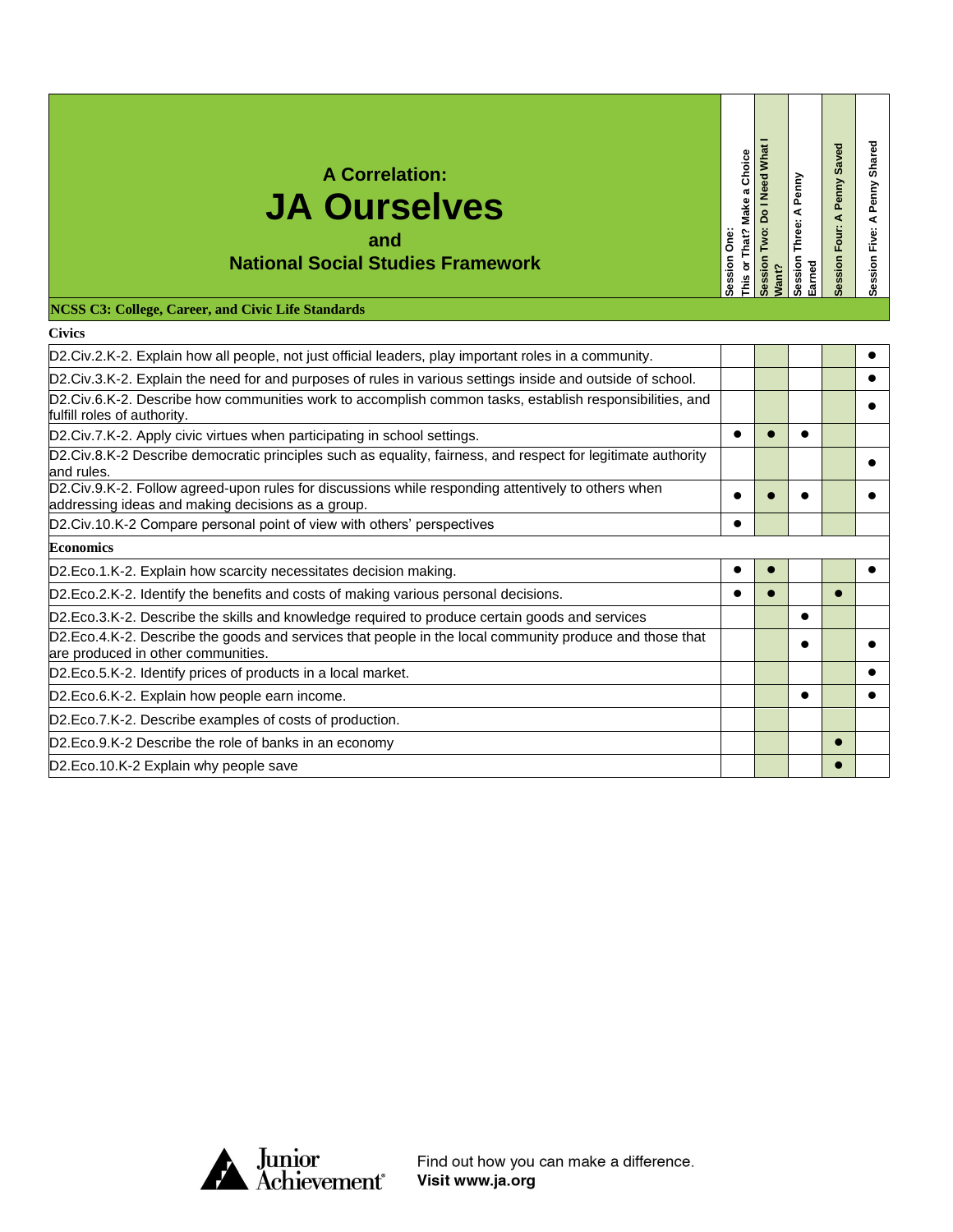# A Correlation:

# JA Ourselves

## and

## National Social Studies Framework

| NCSS C3: College, Career, and Civic Life Standards | Session One: This or That? Make a Choice | Session Two: Do I Need What I Want? | Session Three: A Penny Earned | Session Four: A Penny Saved | Session Five: A Penny Shared |
|---|---|---|---|---|---|
| **Civics** | | | | | |
| D2.Civ.2.K-2. Explain how all people, not just official leaders, play important roles in a community. | | | | | ● |
| D2.Civ.3.K-2. Explain the need for and purposes of rules in various settings inside and outside of school. | | | | | ● |
| D2.Civ.6.K-2. Describe how communities work to accomplish common tasks, establish responsibilities, and fulfill roles of authority. | | | | | ● |
| D2.Civ.7.K-2. Apply civic virtues when participating in school settings. | ● | ● | ● | | |
| D2.Civ.8.K-2 Describe democratic principles such as equality, fairness, and respect for legitimate authority and rules. | | | | | ● |
| D2.Civ.9.K-2. Follow agreed-upon rules for discussions while responding attentively to others when addressing ideas and making decisions as a group. | ● | ● | ● | | ● |
| D2.Civ.10.K-2 Compare personal point of view with others' perspectives | ● | | | | |
| **Economics** | | | | | |
| D2.Eco.1.K-2. Explain how scarcity necessitates decision making. | ● | ● | | | ● |
| D2.Eco.2.K-2. Identify the benefits and costs of making various personal decisions. | ● | ● | | ● | |
| D2.Eco.3.K-2. Describe the skills and knowledge required to produce certain goods and services | | | ● | | |
| D2.Eco.4.K-2. Describe the goods and services that people in the local community produce and those that are produced in other communities. | | | ● | | ● |
| D2.Eco.5.K-2. Identify prices of products in a local market. | | | | | ● |
| D2.Eco.6.K-2. Explain how people earn income. | | | ● | | ● |
| D2.Eco.7.K-2. Describe examples of costs of production. | | | | | |
| D2.Eco.9.K-2 Describe the role of banks in an economy | | | | ● | |
| D2.Eco.10.K-2 Explain why people save | | | | ● | |

Junior Achievement®

Find out how you can make a difference.
**Visit www.ja.org**